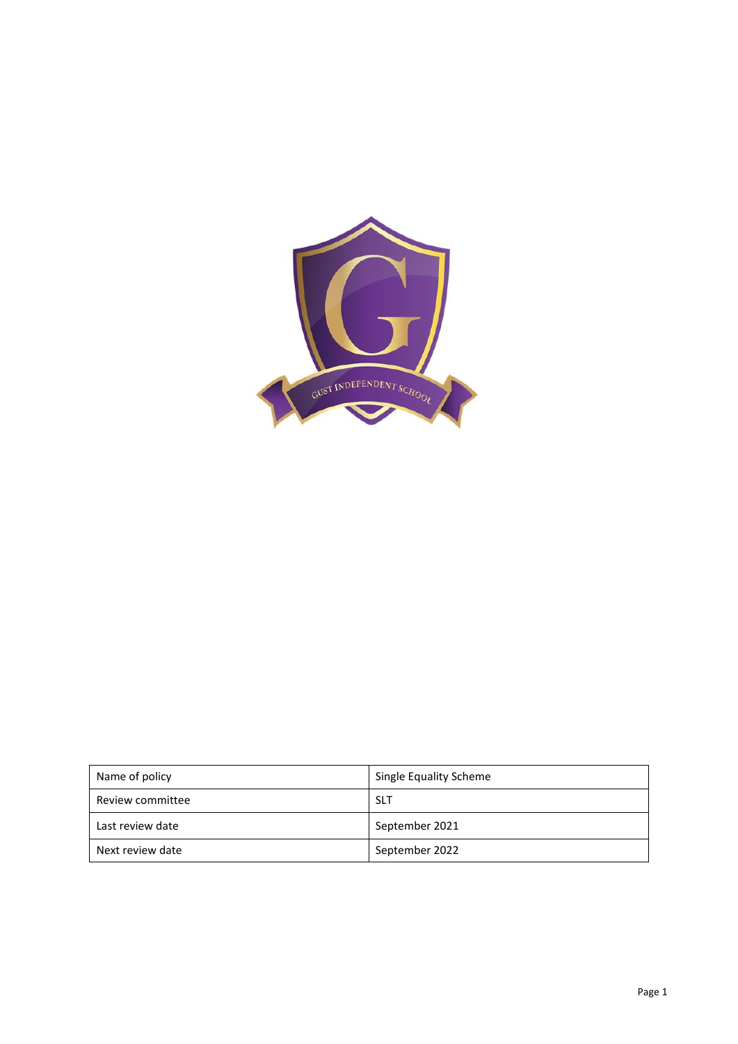| Name of policy | Single Equality Scheme |
| --- | --- |
| Review committee | SLT |
| Last review date | September 2021 |
| Next review date | September 2022 |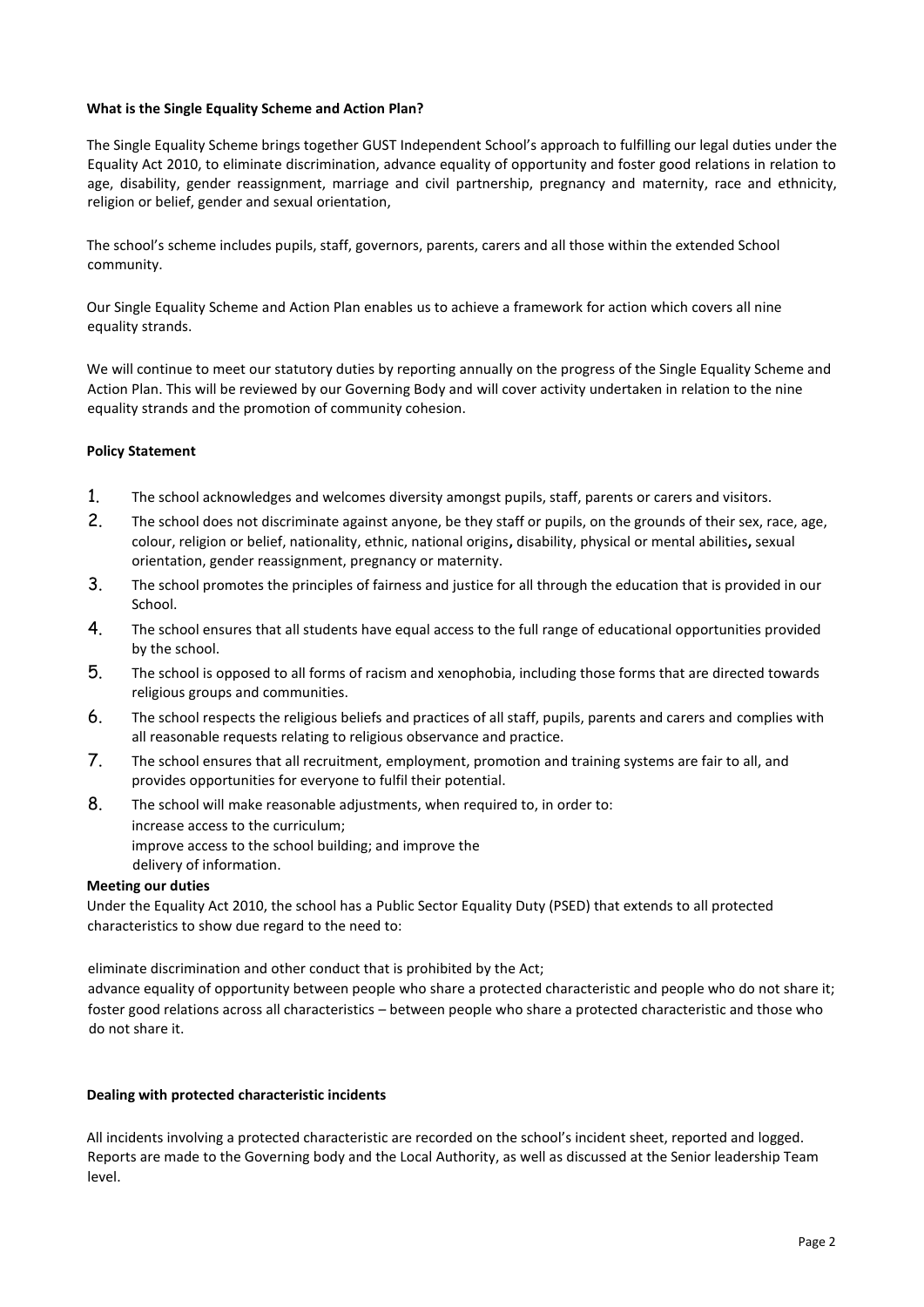**What is the Single Equality Scheme and Action Plan?**

The Single Equality Scheme brings together GUST Independent School's approach to fulfilling our legal duties under the Equality Act 2010, to eliminate discrimination, advance equality of opportunity and foster good relations in relation to age, disability, gender reassignment, marriage and civil partnership, pregnancy and maternity, race and ethnicity, religion or belief, gender and sexual orientation,

The school's scheme includes pupils, staff, governors, parents, carers and all those within the extended School community.

Our Single Equality Scheme and Action Plan enables us to achieve a framework for action which covers all nine equality strands.

We will continue to meet our statutory duties by reporting annually on the progress of the Single Equality Scheme and Action Plan. This will be reviewed by our Governing Body and will cover activity undertaken in relation to the nine equality strands and the promotion of community cohesion.

**Policy Statement**

1. The school acknowledges and welcomes diversity amongst pupils, staff, parents or carers and visitors.
2. The school does not discriminate against anyone, be they staff or pupils, on the grounds of their sex, race, age, colour, religion or belief, nationality, ethnic, national origins**,** disability, physical or mental abilities**,** sexual orientation, gender reassignment, pregnancy or maternity.
3. The school promotes the principles of fairness and justice for all through the education that is provided in our School.
4. The school ensures that all students have equal access to the full range of educational opportunities provided by the school.
5. The school is opposed to all forms of racism and xenophobia, including those forms that are directed towards religious groups and communities.
6. The school respects the religious beliefs and practices of all staff, pupils, parents and carers and complies with all reasonable requests relating to religious observance and practice.
7. The school ensures that all recruitment, employment, promotion and training systems are fair to all, and provides opportunities for everyone to fulfil their potential.
8. The school will make reasonable adjustments, when required to, in order to:
   increase access to the curriculum;
   improve access to the school building; and improve the delivery of information.

**Meeting our duties**

Under the Equality Act 2010, the school has a Public Sector Equality Duty (PSED) that extends to all protected characteristics to show due regard to the need to:

eliminate discrimination and other conduct that is prohibited by the Act;
advance equality of opportunity between people who share a protected characteristic and people who do not share it;
foster good relations across all characteristics – between people who share a protected characteristic and those who do not share it.

**Dealing with protected characteristic incidents**

All incidents involving a protected characteristic are recorded on the school's incident sheet, reported and logged. Reports are made to the Governing body and the Local Authority, as well as discussed at the Senior leadership Team level.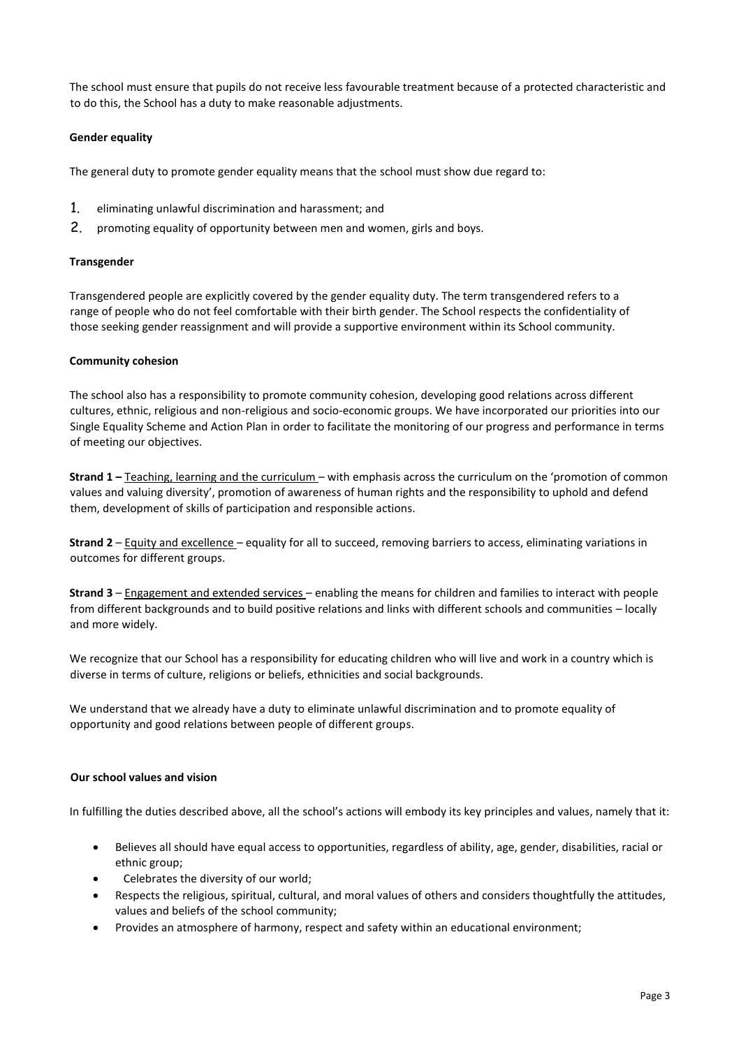The school must ensure that pupils do not receive less favourable treatment because of a protected characteristic and to do this, the School has a duty to make reasonable adjustments.

**Gender equality**

The general duty to promote gender equality means that the school must show due regard to:

1. eliminating unlawful discrimination and harassment; and
2. promoting equality of opportunity between men and women, girls and boys.

**Transgender**

Transgendered people are explicitly covered by the gender equality duty. The term transgendered refers to a range of people who do not feel comfortable with their birth gender. The School respects the confidentiality of those seeking gender reassignment and will provide a supportive environment within its School community.

**Community cohesion**

The school also has a responsibility to promote community cohesion, developing good relations across different cultures, ethnic, religious and non-religious and socio-economic groups. We have incorporated our priorities into our Single Equality Scheme and Action Plan in order to facilitate the monitoring of our progress and performance in terms of meeting our objectives.

**Strand 1 –** Teaching, learning and the curriculum – with emphasis across the curriculum on the 'promotion of common values and valuing diversity', promotion of awareness of human rights and the responsibility to uphold and defend them, development of skills of participation and responsible actions.

**Strand 2** – Equity and excellence – equality for all to succeed, removing barriers to access, eliminating variations in outcomes for different groups.

**Strand 3** – Engagement and extended services – enabling the means for children and families to interact with people from different backgrounds and to build positive relations and links with different schools and communities – locally and more widely.

We recognize that our School has a responsibility for educating children who will live and work in a country which is diverse in terms of culture, religions or beliefs, ethnicities and social backgrounds.

We understand that we already have a duty to eliminate unlawful discrimination and to promote equality of opportunity and good relations between people of different groups.

**Our school values and vision**

In fulfilling the duties described above, all the school's actions will embody its key principles and values, namely that it:

- Believes all should have equal access to opportunities, regardless of ability, age, gender, disabilities, racial or ethnic group;
- Celebrates the diversity of our world;
- Respects the religious, spiritual, cultural, and moral values of others and considers thoughtfully the attitudes, values and beliefs of the school community;
- Provides an atmosphere of harmony, respect and safety within an educational environment;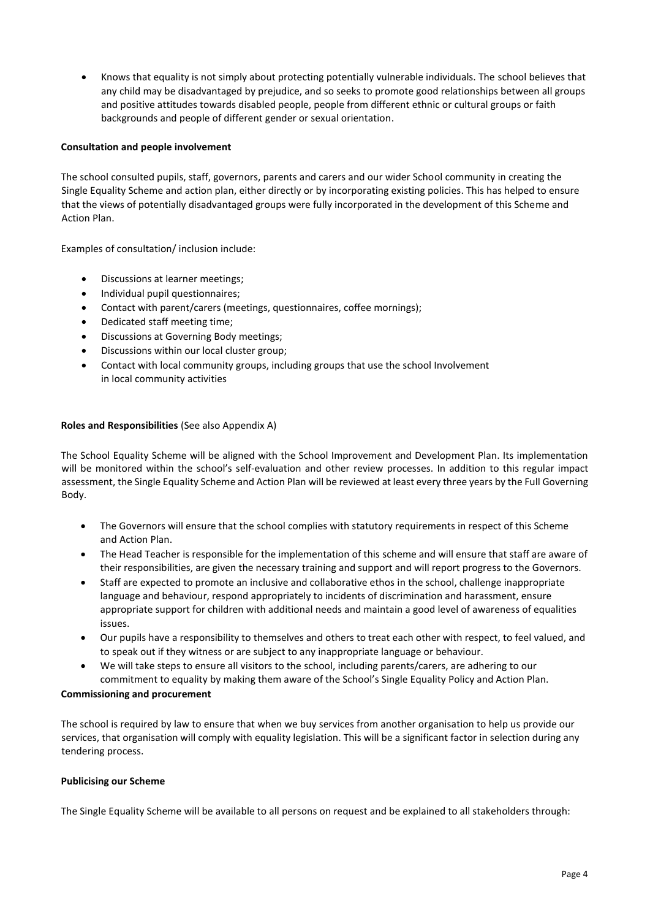- Knows that equality is not simply about protecting potentially vulnerable individuals. The school believes that any child may be disadvantaged by prejudice, and so seeks to promote good relationships between all groups and positive attitudes towards disabled people, people from different ethnic or cultural groups or faith backgrounds and people of different gender or sexual orientation.

**Consultation and people involvement**

The school consulted pupils, staff, governors, parents and carers and our wider School community in creating the Single Equality Scheme and action plan, either directly or by incorporating existing policies. This has helped to ensure that the views of potentially disadvantaged groups were fully incorporated in the development of this Scheme and Action Plan.

Examples of consultation/ inclusion include:

- Discussions at learner meetings;
- Individual pupil questionnaires;
- Contact with parent/carers (meetings, questionnaires, coffee mornings);
- Dedicated staff meeting time;
- Discussions at Governing Body meetings;
- Discussions within our local cluster group;
- Contact with local community groups, including groups that use the school Involvement in local community activities

**Roles and Responsibilities** (See also Appendix A)

The School Equality Scheme will be aligned with the School Improvement and Development Plan. Its implementation will be monitored within the school's self-evaluation and other review processes. In addition to this regular impact assessment, the Single Equality Scheme and Action Plan will be reviewed at least every three years by the Full Governing Body.

- The Governors will ensure that the school complies with statutory requirements in respect of this Scheme and Action Plan.
- The Head Teacher is responsible for the implementation of this scheme and will ensure that staff are aware of their responsibilities, are given the necessary training and support and will report progress to the Governors.
- Staff are expected to promote an inclusive and collaborative ethos in the school, challenge inappropriate language and behaviour, respond appropriately to incidents of discrimination and harassment, ensure appropriate support for children with additional needs and maintain a good level of awareness of equalities issues.
- Our pupils have a responsibility to themselves and others to treat each other with respect, to feel valued, and to speak out if they witness or are subject to any inappropriate language or behaviour.
- We will take steps to ensure all visitors to the school, including parents/carers, are adhering to our commitment to equality by making them aware of the School's Single Equality Policy and Action Plan.

**Commissioning and procurement**

The school is required by law to ensure that when we buy services from another organisation to help us provide our services, that organisation will comply with equality legislation. This will be a significant factor in selection during any tendering process.

**Publicising our Scheme**

The Single Equality Scheme will be available to all persons on request and be explained to all stakeholders through: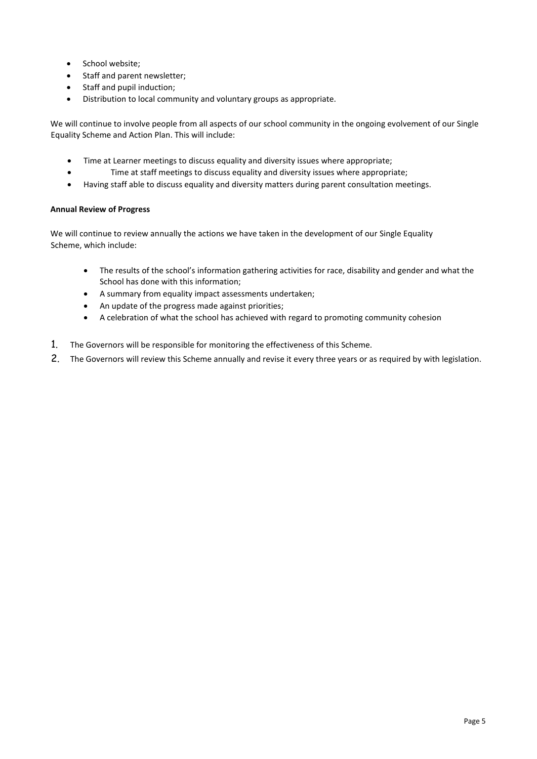- School website;
- Staff and parent newsletter;
- Staff and pupil induction;
- Distribution to local community and voluntary groups as appropriate.

We will continue to involve people from all aspects of our school community in the ongoing evolvement of our Single Equality Scheme and Action Plan. This will include:

- Time at Learner meetings to discuss equality and diversity issues where appropriate;
- Time at staff meetings to discuss equality and diversity issues where appropriate;
- Having staff able to discuss equality and diversity matters during parent consultation meetings.

**Annual Review of Progress**

We will continue to review annually the actions we have taken in the development of our Single Equality Scheme, which include:

- The results of the school's information gathering activities for race, disability and gender and what the School has done with this information;
- A summary from equality impact assessments undertaken;
- An update of the progress made against priorities;
- A celebration of what the school has achieved with regard to promoting community cohesion

1. The Governors will be responsible for monitoring the effectiveness of this Scheme.
2. The Governors will review this Scheme annually and revise it every three years or as required by with legislation.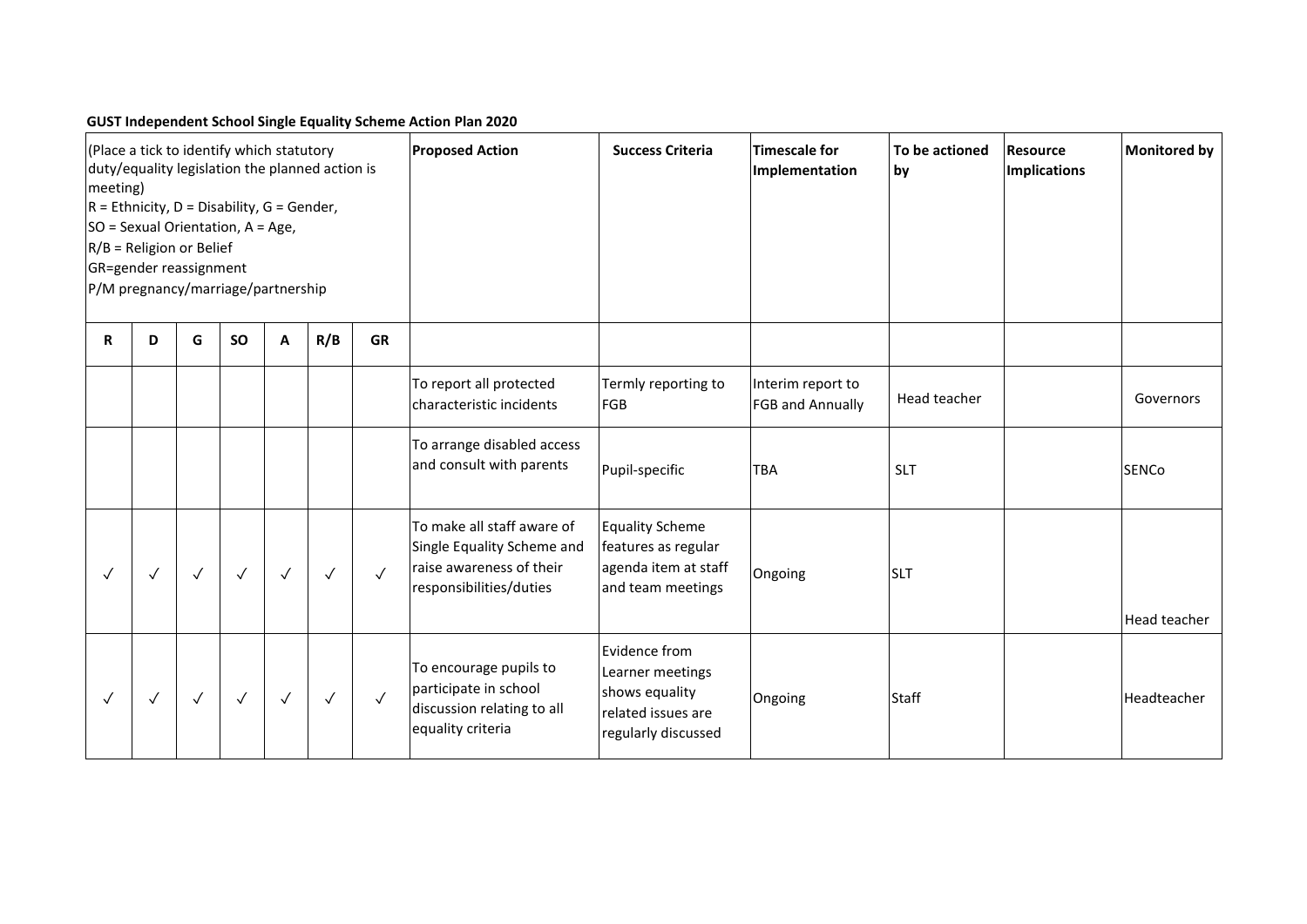**GUST Independent School Single Equality Scheme Action Plan 2020**

| (Place a tick to identify which statutory duty/equality legislation the planned action is meeting) R = Ethnicity, D = Disability, G = Gender, SO = Sexual Orientation, A = Age, R/B = Religion or Belief GR=gender reassignment P/M pregnancy/marriage/partnership | | | | | | | Proposed Action | Success Criteria | Timescale for Implementation | To be actioned by | Resource Implications | Monitored by |
|---|---|---|---|---|---|---|---|---|---|---|---|---|
| **R** | **D** | **G** | **SO** | **A** | **R/B** | **GR** | | | | | | |
| | | | | | | | To report all protected characteristic incidents | Termly reporting to FGB | Interim report to FGB and Annually | Head teacher | | Governors |
| | | | | | | | To arrange disabled access and consult with parents | Pupil-specific | TBA | SLT | | SENCo |
| ✓ | ✓ | ✓ | ✓ | ✓ | ✓ | ✓ | To make all staff aware of Single Equality Scheme and raise awareness of their responsibilities/duties | Equality Scheme features as regular agenda item at staff and team meetings | Ongoing | SLT | | Head teacher |
| ✓ | ✓ | ✓ | ✓ | ✓ | ✓ | ✓ | To encourage pupils to participate in school discussion relating to all equality criteria | Evidence from Learner meetings shows equality related issues are regularly discussed | Ongoing | Staff | | Headteacher |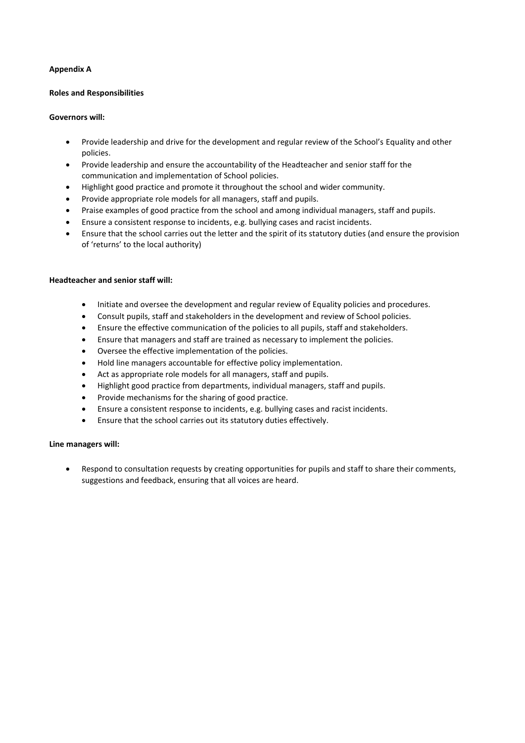**Appendix A**

**Roles and Responsibilities**

**Governors will:**

- Provide leadership and drive for the development and regular review of the School's Equality and other policies.
- Provide leadership and ensure the accountability of the Headteacher and senior staff for the communication and implementation of School policies.
- Highlight good practice and promote it throughout the school and wider community.
- Provide appropriate role models for all managers, staff and pupils.
- Praise examples of good practice from the school and among individual managers, staff and pupils.
- Ensure a consistent response to incidents, e.g. bullying cases and racist incidents.
- Ensure that the school carries out the letter and the spirit of its statutory duties (and ensure the provision of 'returns' to the local authority)

**Headteacher and senior staff will:**

- Initiate and oversee the development and regular review of Equality policies and procedures.
- Consult pupils, staff and stakeholders in the development and review of School policies.
- Ensure the effective communication of the policies to all pupils, staff and stakeholders.
- Ensure that managers and staff are trained as necessary to implement the policies.
- Oversee the effective implementation of the policies.
- Hold line managers accountable for effective policy implementation.
- Act as appropriate role models for all managers, staff and pupils.
- Highlight good practice from departments, individual managers, staff and pupils.
- Provide mechanisms for the sharing of good practice.
- Ensure a consistent response to incidents, e.g. bullying cases and racist incidents.
- Ensure that the school carries out its statutory duties effectively.

**Line managers will:**

- Respond to consultation requests by creating opportunities for pupils and staff to share their comments, suggestions and feedback, ensuring that all voices are heard.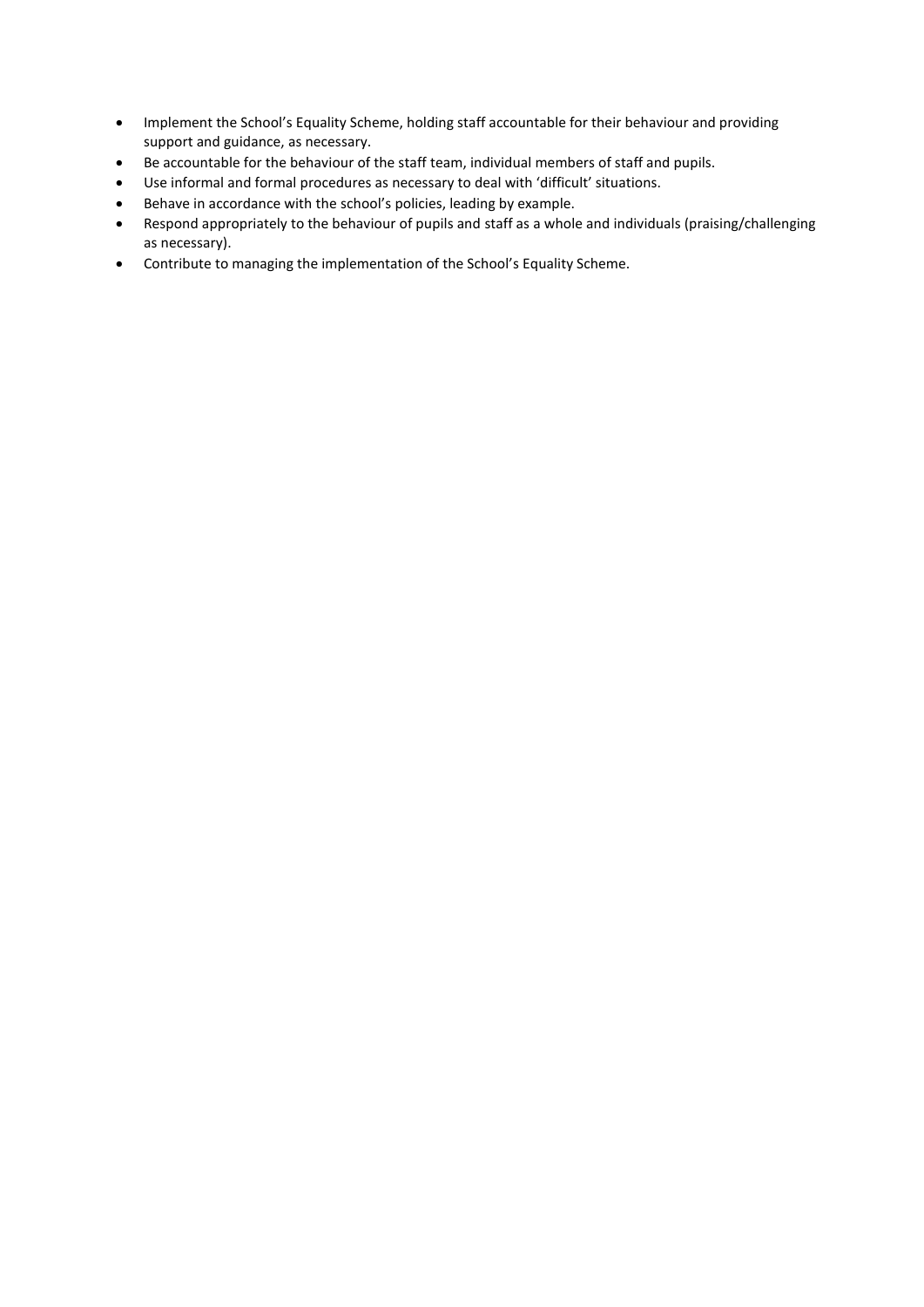- Implement the School's Equality Scheme, holding staff accountable for their behaviour and providing support and guidance, as necessary.
- Be accountable for the behaviour of the staff team, individual members of staff and pupils.
- Use informal and formal procedures as necessary to deal with 'difficult' situations.
- Behave in accordance with the school's policies, leading by example.
- Respond appropriately to the behaviour of pupils and staff as a whole and individuals (praising/challenging as necessary).
- Contribute to managing the implementation of the School's Equality Scheme.